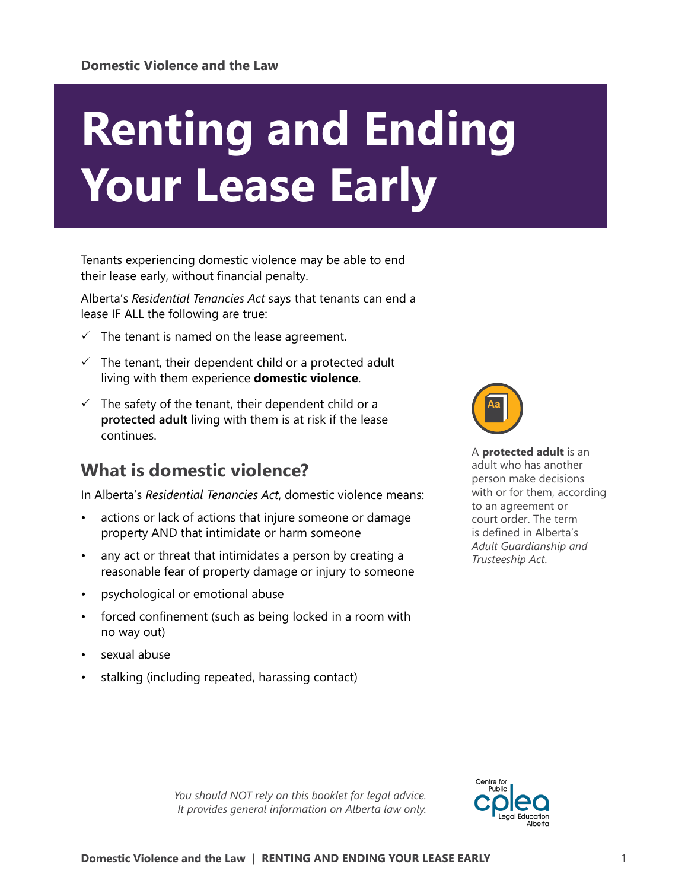Domestic Violence and the Law

# Renting and Ending Your Lease Early

Tenants experiencing domestic violence may be able to end their lease early, without financial penalty.

Alberta's *Residential Tenancies Act* says that tenants can end a lease IF ALL the following are true:

- ✓ The tenant is named on the lease agreement.
- ✓ The tenant, their dependent child or a protected adult living with them experience **domestic violence**.
- ✓ The safety of the tenant, their dependent child or a **protected adult** living with them is at risk if the lease continues.

A **protected adult** is an adult who has another person make decisions with or for them, according to an agreement or court order. The term is defined in Alberta's *Adult Guardianship and Trusteeship Act.*

## What is domestic violence?

In Alberta's *Residential Tenancies Act*, domestic violence means:

- actions or lack of actions that injure someone or damage property AND that intimidate or harm someone
- any act or threat that intimidates a person by creating a reasonable fear of property damage or injury to someone
- psychological or emotional abuse
- forced confinement (such as being locked in a room with no way out)
- sexual abuse
- stalking (including repeated, harassing contact)

*You should NOT rely on this booklet for legal advice. It provides general information on Alberta law only.*

Centre for Public Legal Education Alberta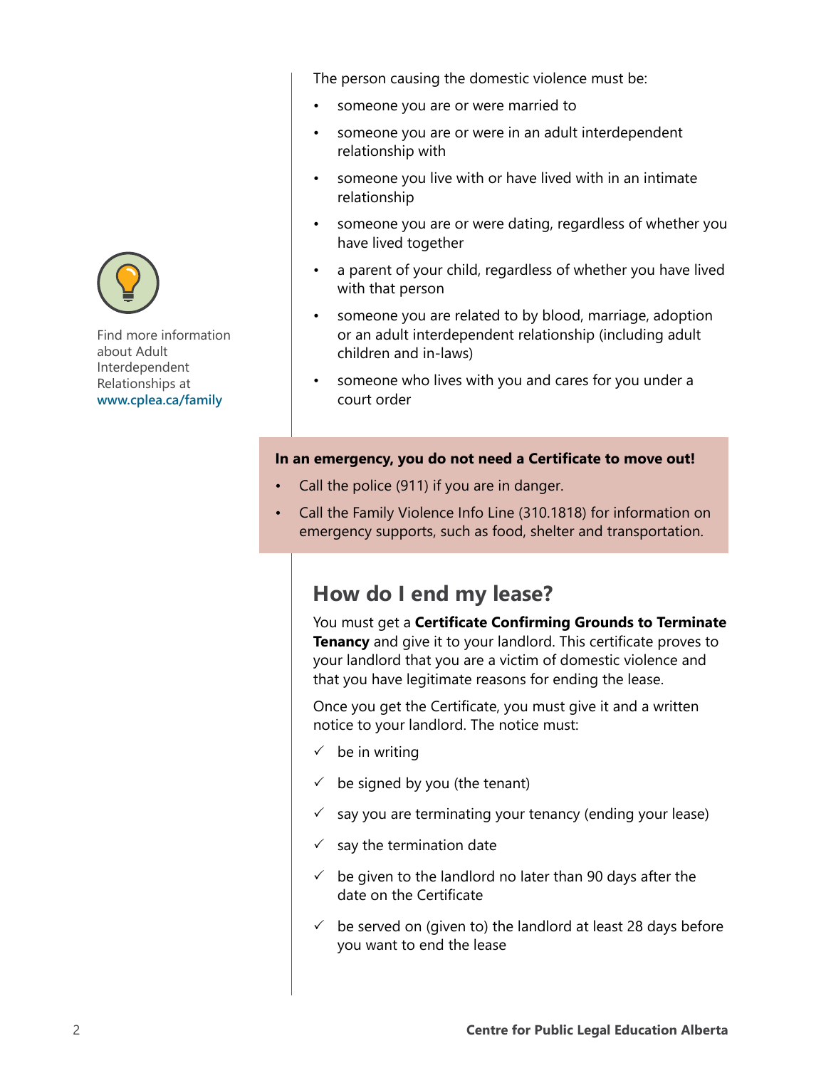The person causing the domestic violence must be:

- someone you are or were married to
- someone you are or were in an adult interdependent relationship with
- someone you live with or have lived with in an intimate relationship
- someone you are or were dating, regardless of whether you have lived together
- a parent of your child, regardless of whether you have lived with that person
- someone you are related to by blood, marriage, adoption or an adult interdependent relationship (including adult children and in-laws)
- someone who lives with you and cares for you under a court order

Find more information about Adult Interdependent Relationships at **www.cplea.ca/family**

**In an emergency, you do not need a Certificate to move out!**

- Call the police (911) if you are in danger.
- Call the Family Violence Info Line (310.1818) for information on emergency supports, such as food, shelter and transportation.

## How do I end my lease?

You must get a **Certificate Confirming Grounds to Terminate Tenancy** and give it to your landlord. This certificate proves to your landlord that you are a victim of domestic violence and that you have legitimate reasons for ending the lease.

Once you get the Certificate, you must give it and a written notice to your landlord. The notice must:

- ✓ be in writing
- ✓ be signed by you (the tenant)
- ✓ say you are terminating your tenancy (ending your lease)
- ✓ say the termination date
- ✓ be given to the landlord no later than 90 days after the date on the Certificate
- ✓ be served on (given to) the landlord at least 28 days before you want to end the lease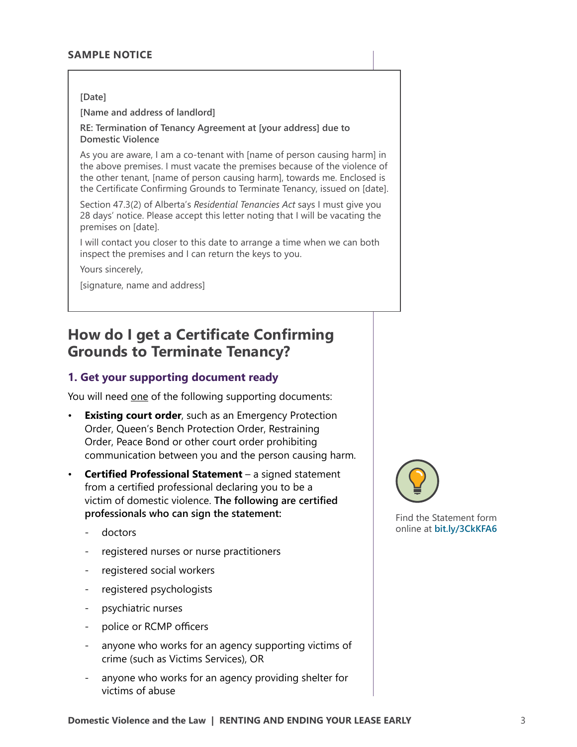**SAMPLE NOTICE**

> **[Date]**
>
> **[Name and address of landlord]**
>
> **RE: Termination of Tenancy Agreement at [your address] due to Domestic Violence**
>
> As you are aware, I am a co-tenant with [name of person causing harm] in the above premises. I must vacate the premises because of the violence of the other tenant, [name of person causing harm], towards me. Enclosed is the Certificate Confirming Grounds to Terminate Tenancy, issued on [date].
>
> Section 47.3(2) of Alberta's *Residential Tenancies Act* says I must give you 28 days' notice. Please accept this letter noting that I will be vacating the premises on [date].
>
> I will contact you closer to this date to arrange a time when we can both inspect the premises and I can return the keys to you.
>
> Yours sincerely,
>
> [signature, name and address]

## How do I get a Certificate Confirming Grounds to Terminate Tenancy?

### 1. Get your supporting document ready

You will need one of the following supporting documents:

- **Existing court order**, such as an Emergency Protection Order, Queen's Bench Protection Order, Restraining Order, Peace Bond or other court order prohibiting communication between you and the person causing harm.
- **Certified Professional Statement** – a signed statement from a certified professional declaring you to be a victim of domestic violence. **The following are certified professionals who can sign the statement:**
  - doctors
  - registered nurses or nurse practitioners
  - registered social workers
  - registered psychologists
  - psychiatric nurses
  - police or RCMP officers
  - anyone who works for an agency supporting victims of crime (such as Victims Services), OR
  - anyone who works for an agency providing shelter for victims of abuse

Find the Statement form online at **bit.ly/3CkKFA6**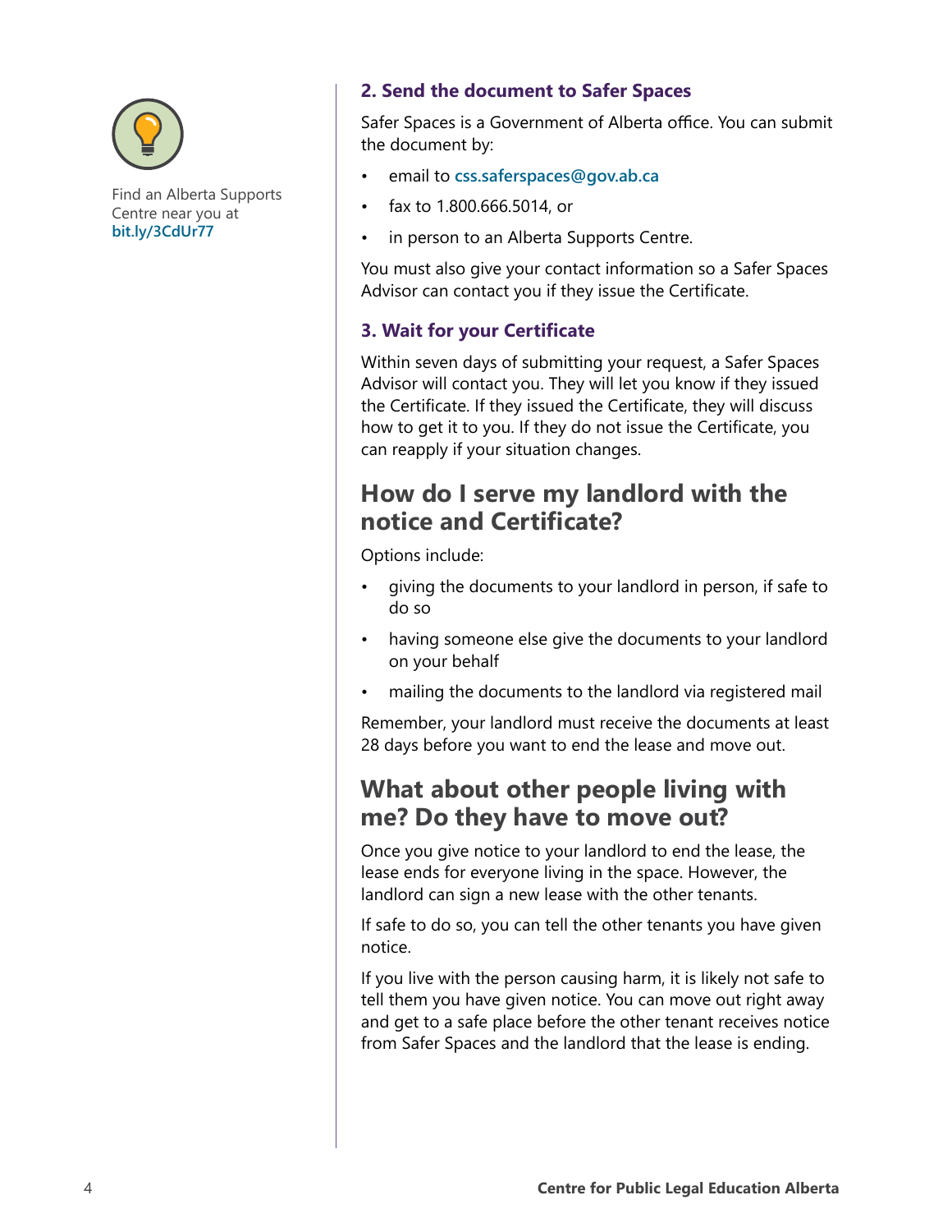Find an Alberta Supports Centre near you at **bit.ly/3CdUr77**

### 2. Send the document to Safer Spaces

Safer Spaces is a Government of Alberta office. You can submit the document by:

- email to **css.saferspaces@gov.ab.ca**
- fax to 1.800.666.5014, or
- in person to an Alberta Supports Centre.

You must also give your contact information so a Safer Spaces Advisor can contact you if they issue the Certificate.

### 3. Wait for your Certificate

Within seven days of submitting your request, a Safer Spaces Advisor will contact you. They will let you know if they issued the Certificate. If they issued the Certificate, they will discuss how to get it to you. If they do not issue the Certificate, you can reapply if your situation changes.

## How do I serve my landlord with the notice and Certificate?

Options include:

- giving the documents to your landlord in person, if safe to do so
- having someone else give the documents to your landlord on your behalf
- mailing the documents to the landlord via registered mail

Remember, your landlord must receive the documents at least 28 days before you want to end the lease and move out.

## What about other people living with me? Do they have to move out?

Once you give notice to your landlord to end the lease, the lease ends for everyone living in the space. However, the landlord can sign a new lease with the other tenants.

If safe to do so, you can tell the other tenants you have given notice.

If you live with the person causing harm, it is likely not safe to tell them you have given notice. You can move out right away and get to a safe place before the other tenant receives notice from Safer Spaces and the landlord that the lease is ending.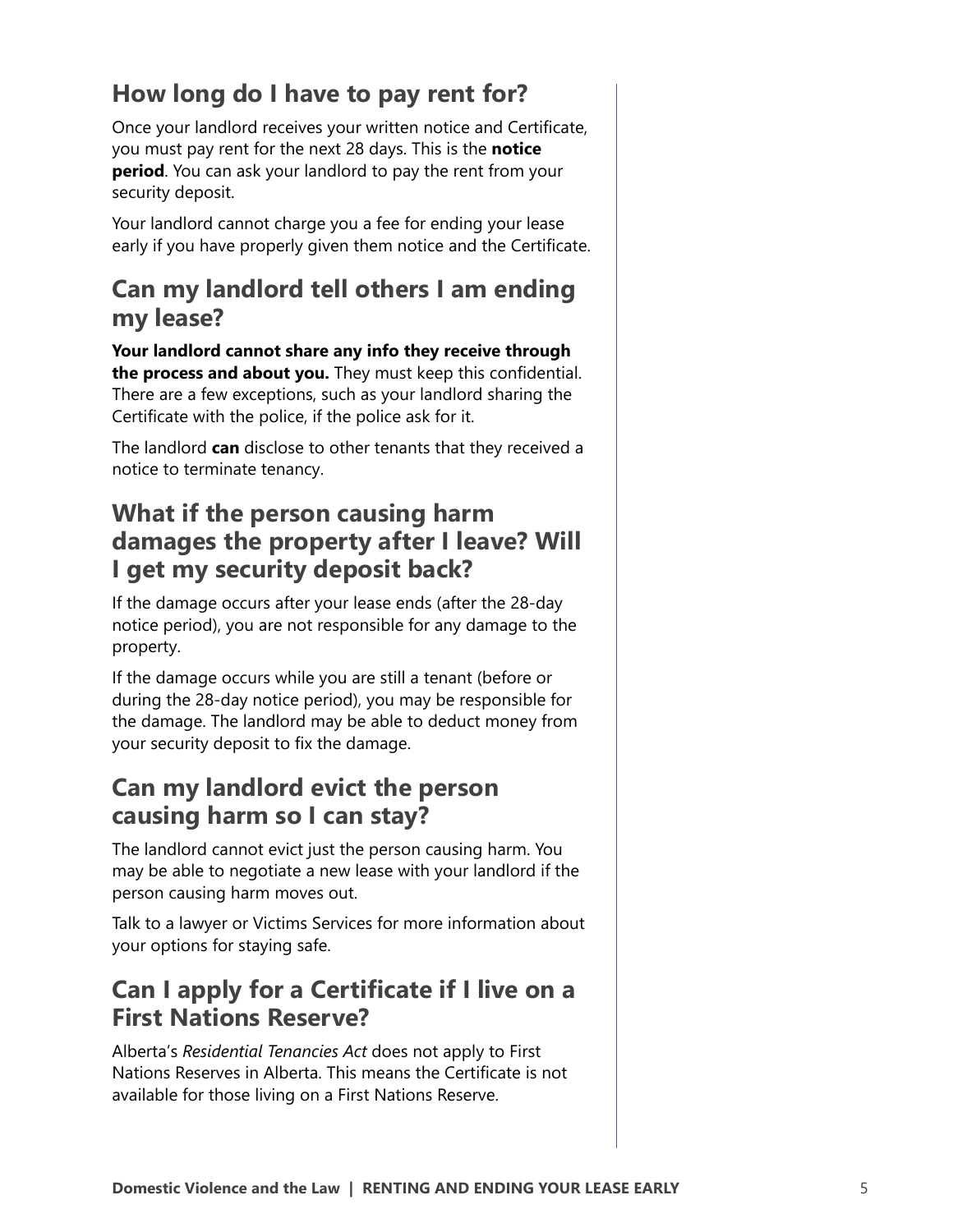## How long do I have to pay rent for?

Once your landlord receives your written notice and Certificate, you must pay rent for the next 28 days. This is the **notice period**. You can ask your landlord to pay the rent from your security deposit.

Your landlord cannot charge you a fee for ending your lease early if you have properly given them notice and the Certificate.

## Can my landlord tell others I am ending my lease?

**Your landlord cannot share any info they receive through the process and about you.** They must keep this confidential. There are a few exceptions, such as your landlord sharing the Certificate with the police, if the police ask for it.

The landlord **can** disclose to other tenants that they received a notice to terminate tenancy.

## What if the person causing harm damages the property after I leave? Will I get my security deposit back?

If the damage occurs after your lease ends (after the 28-day notice period), you are not responsible for any damage to the property.

If the damage occurs while you are still a tenant (before or during the 28-day notice period), you may be responsible for the damage. The landlord may be able to deduct money from your security deposit to fix the damage.

## Can my landlord evict the person causing harm so I can stay?

The landlord cannot evict just the person causing harm. You may be able to negotiate a new lease with your landlord if the person causing harm moves out.

Talk to a lawyer or Victims Services for more information about your options for staying safe.

## Can I apply for a Certificate if I live on a First Nations Reserve?

Alberta's *Residential Tenancies Act* does not apply to First Nations Reserves in Alberta. This means the Certificate is not available for those living on a First Nations Reserve.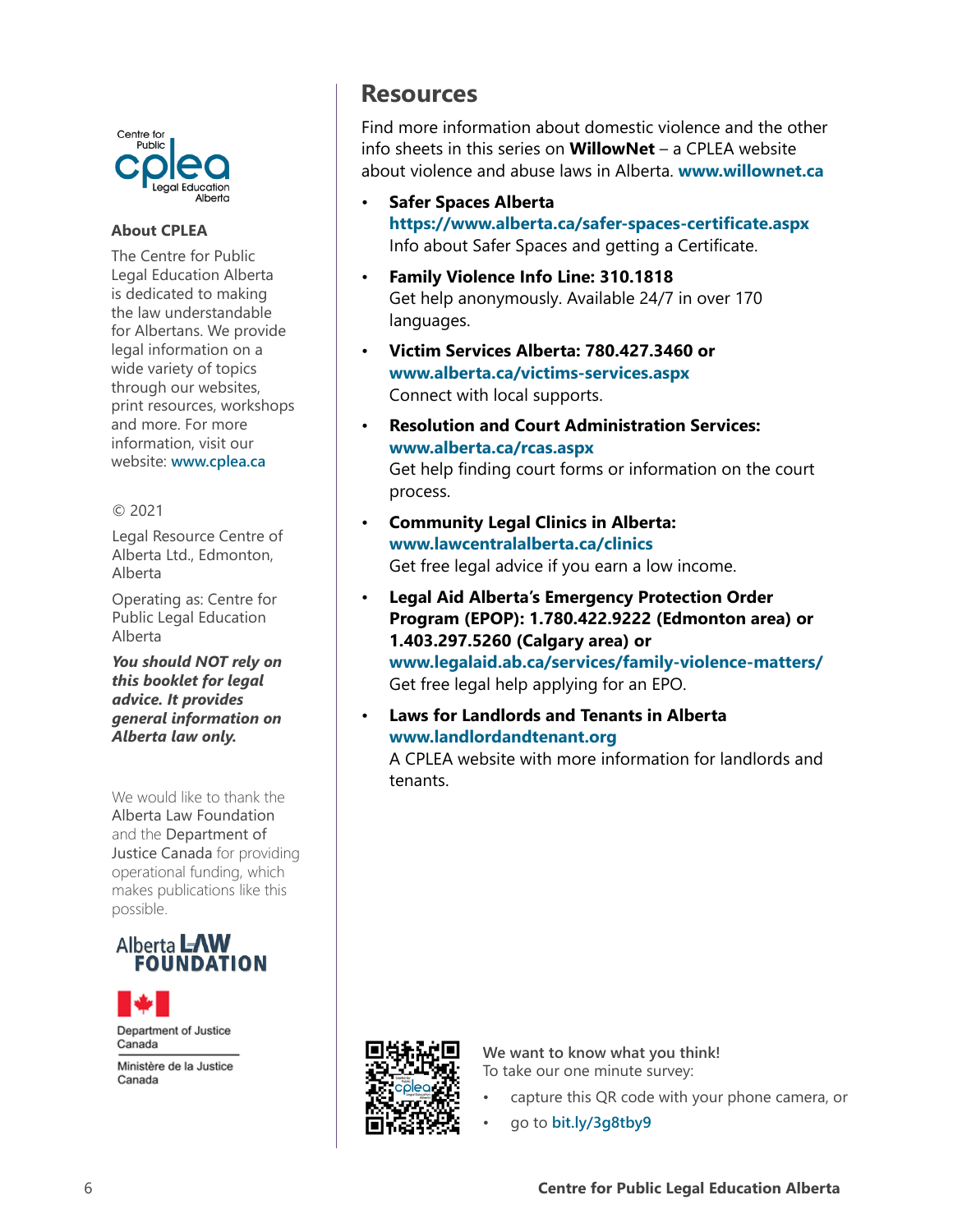## About CPLEA

The Centre for Public Legal Education Alberta is dedicated to making the law understandable for Albertans. We provide legal information on a wide variety of topics through our websites, print resources, workshops and more. For more information, visit our website: www.cplea.ca

© 2021

Legal Resource Centre of Alberta Ltd., Edmonton, Alberta

Operating as: Centre for Public Legal Education Alberta

***You should NOT rely on this booklet for legal advice. It provides general information on Alberta law only.***

We would like to thank the Alberta Law Foundation and the Department of Justice Canada for providing operational funding, which makes publications like this possible.

Alberta LAW FOUNDATION

Department of Justice Canada

Ministère de la Justice Canada

# Resources

Find more information about domestic violence and the other info sheets in this series on **WillowNet** – a CPLEA website about violence and abuse laws in Alberta. **www.willownet.ca**

- **Safer Spaces Alberta**
  **https://www.alberta.ca/safer-spaces-certificate.aspx**
  Info about Safer Spaces and getting a Certificate.
- **Family Violence Info Line: 310.1818**
  Get help anonymously. Available 24/7 in over 170 languages.
- **Victim Services Alberta: 780.427.3460 or**
  **www.alberta.ca/victims-services.aspx**
  Connect with local supports.
- **Resolution and Court Administration Services:**
  **www.alberta.ca/rcas.aspx**
  Get help finding court forms or information on the court process.
- **Community Legal Clinics in Alberta:**
  **www.lawcentralalberta.ca/clinics**
  Get free legal advice if you earn a low income.
- **Legal Aid Alberta's Emergency Protection Order Program (EPOP): 1.780.422.9222 (Edmonton area) or 1.403.297.5260 (Calgary area) or**
  **www.legalaid.ab.ca/services/family-violence-matters/**
  Get free legal help applying for an EPO.
- **Laws for Landlords and Tenants in Alberta**
  **www.landlordandtenant.org**
  A CPLEA website with more information for landlords and tenants.

We want to know what you think!
To take our one minute survey:

- capture this QR code with your phone camera, or
- go to bit.ly/3g8tby9